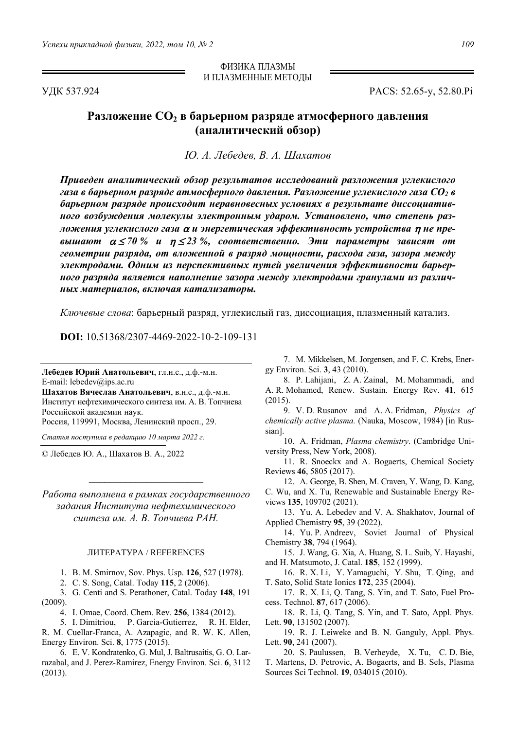ФИЗИКА ПЛАЗМЫ И ПЛАЗМЕННЫЕ МЕТОДЫ

УДК 537.924

PACS: 52.65-y, 52.80.Pi

# Разложение $CO_2$ в барьерном разряде атмосферного давления (аналитический обзор)

*Ю. А. Лебедев, В. А. Шахатов*

***Приведен аналитический обзор результатов исследований разложения углекислого газа в барьерном разряде атмосферного давления. Разложение углекислого газа $CO_2$ в барьерном разряде происходит неравновесных условиях в результате диссоциативного возбуждения молекулы электронным ударом. Установлено, что степень разложения углекислого газа $\alpha$ и энергетическая эффективность устройства $\eta$ не превышают $\alpha \le 70$ % и $\eta \le 23$ %, соответственно. Эти параметры зависят от геометрии разряда, от вложенной в разряд мощности, расхода газа, зазора между электродами. Одним из перспективных путей увеличения эффективности барьерного разряда является наполнение зазора между электродами гранулами из различных материалов, включая катализаторы.***

*Ключевые слова*: барьерный разряд, углекислый газ, диссоциация, плазменный катализ.

**DOI:** 10.51368/2307-4469-2022-10-2-109-131

**Лебедев Юрий Анатольевич**, гл.н.с., д.ф.-м.н.
E-mail: lebedev@ips.ac.ru
**Шахатов Вячеслав Анатольевич**, в.н.с., д.ф.-м.н.
Институт нефтехимического синтеза им. А. В. Топчиева Российской академии наук.
Россия, 119991, Москва, Ленинский просп., 29.

*Статья поступила в редакцию 10 марта 2022 г.*

© Лебедев Ю. А., Шахатов В. А., 2022

*Работа выполнена в рамках государственного задания Института нефтехимического синтеза им. А. В. Топчиева РАН.*

ЛИТЕРАТУРА / REFERENCES

1. B. M. Smirnov, Sov. Phys. Usp. **126**, 527 (1978).
2. C. S. Song, Catal. Today **115**, 2 (2006).
3. G. Centi and S. Perathoner, Catal. Today **148**, 191 (2009).
4. I. Omae, Coord. Chem. Rev. **256**, 1384 (2012).
5. I. Dimitriou, P. Garcia-Gutierrez, R. H. Elder, R. M. Cuellar-Franca, A. Azapagic, and R. W. K. Allen, Energy Environ. Sci. **8**, 1775 (2015).
6. E. V. Kondratenko, G. Mul, J. Baltrusaitis, G. O. Larrazabal, and J. Perez-Ramirez, Energy Environ. Sci. **6**, 3112 (2013).
7. M. Mikkelsen, M. Jorgensen, and F. C. Krebs, Energy Environ. Sci. **3**, 43 (2010).
8. P. Lahijani, Z. A. Zainal, M. Mohammadi, and A. R. Mohamed, Renew. Sustain. Energy Rev. **41**, 615 (2015).
9. V. D. Rusanov and A. A. Fridman, *Physics of chemically active plasma.* (Nauka, Moscow, 1984) [in Russian].
10. A. Fridman, *Plasma chemistry*. (Cambridge University Press, New York, 2008).
11. R. Snoeckx and A. Bogaerts, Chemical Society Reviews **46**, 5805 (2017).
12. A. George, B. Shen, M. Craven, Y. Wang, D. Kang, C. Wu, and X. Tu, Renewable and Sustainable Energy Reviews **135**, 109702 (2021).
13. Yu. A. Lebedev and V. A. Shakhatov, Journal of Applied Chemistry **95**, 39 (2022).
14. Yu. P. Andreev, Soviet Journal of Physical Chemistry **38**, 794 (1964).
15. J. Wang, G. Xia, A. Huang, S. L. Suib, Y. Hayashi, and H. Matsumoto, J. Catal. **185**, 152 (1999).
16. R. X. Li, Y. Yamaguchi, Y. Shu, T. Qing, and T. Sato, Solid State Ionics **172**, 235 (2004).
17. R. X. Li, Q. Tang, S. Yin, and T. Sato, Fuel Process. Technol. **87**, 617 (2006).
18. R. Li, Q. Tang, S. Yin, and T. Sato, Appl. Phys. Lett. **90**, 131502 (2007).
19. R. J. Leiweke and B. N. Ganguly, Appl. Phys. Lett. **90**, 241 (2007).
20. S. Paulussen, B. Verheyde, X. Tu, C. D. Bie, T. Martens, D. Petrovic, A. Bogaerts, and B. Sels, Plasma Sources Sci Technol. **19**, 034015 (2010).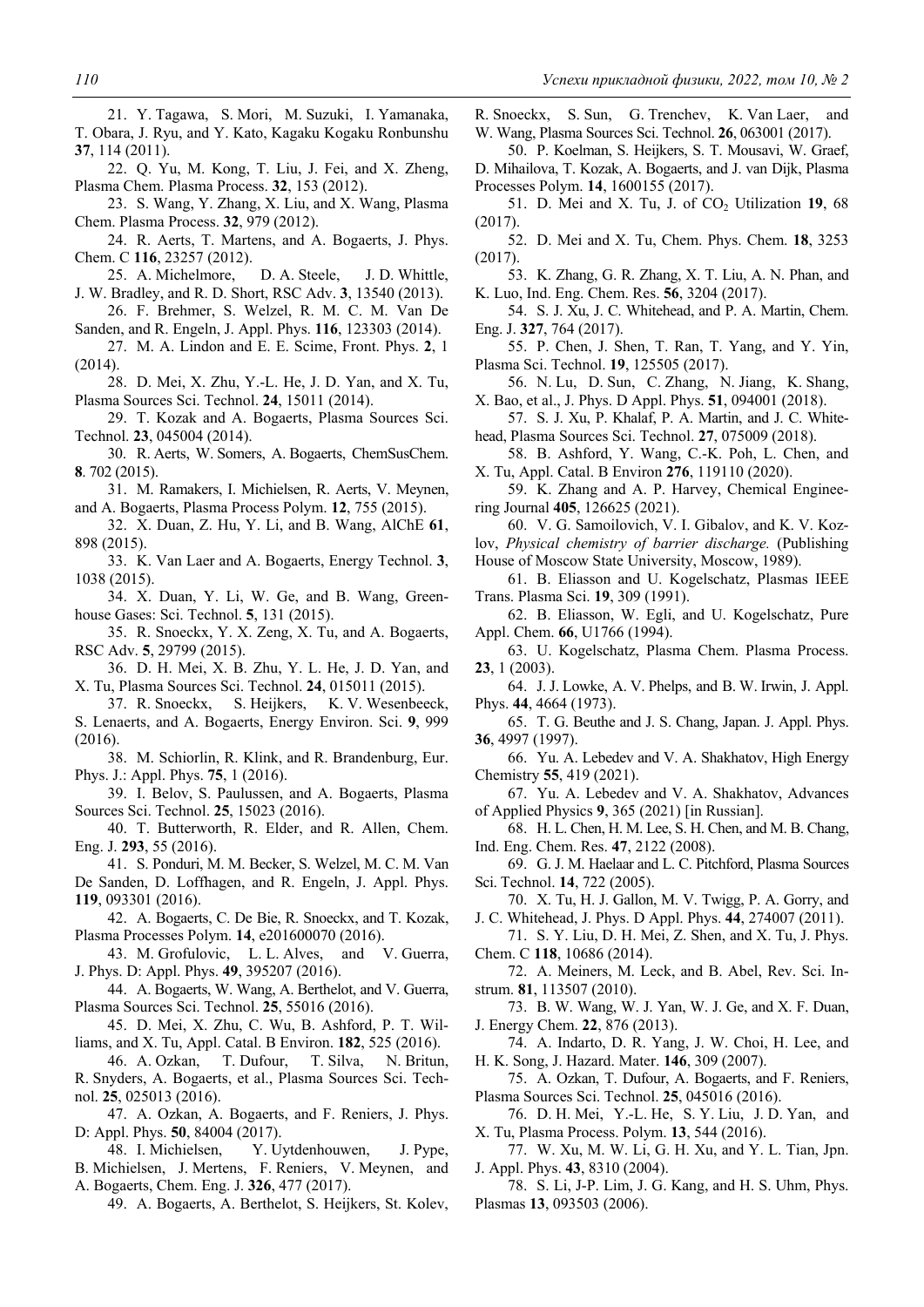21. Y. Tagawa, S. Mori, M. Suzuki, I. Yamanaka, T. Obara, J. Ryu, and Y. Kato, Kagaku Kogaku Ronbunshu **37**, 114 (2011).

22. Q. Yu, M. Kong, T. Liu, J. Fei, and X. Zheng, Plasma Chem. Plasma Process. **32**, 153 (2012).

23. S. Wang, Y. Zhang, X. Liu, and X. Wang, Plasma Chem. Plasma Process. **32**, 979 (2012).

24. R. Aerts, T. Martens, and A. Bogaerts, J. Phys. Chem. C **116**, 23257 (2012).

25. A. Michelmore, D. A. Steele, J. D. Whittle, J. W. Bradley, and R. D. Short, RSC Adv. **3**, 13540 (2013).

26. F. Brehmer, S. Welzel, R. M. C. M. Van De Sanden, and R. Engeln, J. Appl. Phys. **116**, 123303 (2014).

27. M. A. Lindon and E. E. Scime, Front. Phys. **2**, 1 (2014).

28. D. Mei, X. Zhu, Y.-L. He, J. D. Yan, and X. Tu, Plasma Sources Sci. Technol. **24**, 15011 (2014).

29. T. Kozak and A. Bogaerts, Plasma Sources Sci. Technol. **23**, 045004 (2014).

30. R. Aerts, W. Somers, A. Bogaerts, ChemSusChem. **8**. 702 (2015).

31. M. Ramakers, I. Michielsen, R. Aerts, V. Meynen, and A. Bogaerts, Plasma Process Polym. **12**, 755 (2015).

32. X. Duan, Z. Hu, Y. Li, and B. Wang, AlChE **61**, 898 (2015).

33. K. Van Laer and A. Bogaerts, Energy Technol. **3**, 1038 (2015).

34. X. Duan, Y. Li, W. Ge, and B. Wang, Greenhouse Gases: Sci. Technol. **5**, 131 (2015).

35. R. Snoeckx, Y. X. Zeng, X. Tu, and A. Bogaerts, RSC Adv. **5**, 29799 (2015).

36. D. H. Mei, X. B. Zhu, Y. L. He, J. D. Yan, and X. Tu, Plasma Sources Sci. Technol. **24**, 015011 (2015).

37. R. Snoeckx, S. Heijkers, K. V. Wesenbeeck, S. Lenaerts, and A. Bogaerts, Energy Environ. Sci. **9**, 999 (2016).

38. M. Schiorlin, R. Klink, and R. Brandenburg, Eur. Phys. J.: Appl. Phys. **75**, 1 (2016).

39. I. Belov, S. Paulussen, and A. Bogaerts, Plasma Sources Sci. Technol. **25**, 15023 (2016).

40. T. Butterworth, R. Elder, and R. Allen, Chem. Eng. J. **293**, 55 (2016).

41. S. Ponduri, M. M. Becker, S. Welzel, M. C. M. Van De Sanden, D. Loffhagen, and R. Engeln, J. Appl. Phys. **119**, 093301 (2016).

42. A. Bogaerts, C. De Bie, R. Snoeckx, and T. Kozak, Plasma Processes Polym. **14**, e201600070 (2016).

43. M. Grofulovic, L. L. Alves, and V. Guerra, J. Phys. D: Appl. Phys. **49**, 395207 (2016).

44. A. Bogaerts, W. Wang, A. Berthelot, and V. Guerra, Plasma Sources Sci. Technol. **25**, 55016 (2016).

45. D. Mei, X. Zhu, C. Wu, B. Ashford, P. T. Williams, and X. Tu, Appl. Catal. B Environ. **182**, 525 (2016).

46. A. Ozkan, T. Dufour, T. Silva, N. Britun, R. Snyders, A. Bogaerts, et al., Plasma Sources Sci. Technol. **25**, 025013 (2016).

47. A. Ozkan, A. Bogaerts, and F. Reniers, J. Phys. D: Appl. Phys. **50**, 84004 (2017).

48. I. Michielsen, Y. Uytdenhouwen, J. Pype, B. Michielsen, J. Mertens, F. Reniers, V. Meynen, and A. Bogaerts, Chem. Eng. J. **326**, 477 (2017).

49. A. Bogaerts, A. Berthelot, S. Heijkers, St. Kolev, R. Snoeckx, S. Sun, G. Trenchev, K. Van Laer, and W. Wang, Plasma Sources Sci. Technol. **26**, 063001 (2017).

50. P. Koelman, S. Heijkers, S. T. Mousavi, W. Graef, D. Mihailova, T. Kozak, A. Bogaerts, and J. van Dijk, Plasma Processes Polym. **14**, 1600155 (2017).

51. D. Mei and X. Tu, J. of $CO_2$ Utilization **19**, 68 (2017).

52. D. Mei and X. Tu, Chem. Phys. Chem. **18**, 3253 (2017).

53. K. Zhang, G. R. Zhang, X. T. Liu, A. N. Phan, and K. Luo, Ind. Eng. Chem. Res. **56**, 3204 (2017).

54. S. J. Xu, J. C. Whitehead, and P. A. Martin, Chem. Eng. J. **327**, 764 (2017).

55. P. Chen, J. Shen, T. Ran, T. Yang, and Y. Yin, Plasma Sci. Technol. **19**, 125505 (2017).

56. N. Lu, D. Sun, C. Zhang, N. Jiang, K. Shang, X. Bao, et al., J. Phys. D Appl. Phys. **51**, 094001 (2018).

57. S. J. Xu, P. Khalaf, P. A. Martin, and J. C. Whitehead, Plasma Sources Sci. Technol. **27**, 075009 (2018).

58. B. Ashford, Y. Wang, C.-K. Poh, L. Chen, and X. Tu, Appl. Catal. B Environ **276**, 119110 (2020).

59. K. Zhang and A. P. Harvey, Chemical Engineering Journal **405**, 126625 (2021).

60. V. G. Samoilovich, V. I. Gibalov, and K. V. Kozlov, *Physical chemistry of barrier discharge.* (Publishing House of Moscow State University, Moscow, 1989).

61. B. Eliasson and U. Kogelschatz, Plasmas IEEE Trans. Plasma Sci. **19**, 309 (1991).

62. B. Eliasson, W. Egli, and U. Kogelschatz, Pure Appl. Chem. **66**, U1766 (1994).

63. U. Kogelschatz, Plasma Chem. Plasma Process. **23**, 1 (2003).

64. J. J. Lowke, A. V. Phelps, and B. W. Irwin, J. Appl. Phys. **44**, 4664 (1973).

65. T. G. Beuthe and J. S. Chang, Japan. J. Appl. Phys. **36**, 4997 (1997).

66. Yu. A. Lebedev and V. A. Shakhatov, High Energy Chemistry **55**, 419 (2021).

67. Yu. A. Lebedev and V. A. Shakhatov, Advances of Applied Physics **9**, 365 (2021) [in Russian].

68. H. L. Chen, H. M. Lee, S. H. Chen, and M. B. Chang, Ind. Eng. Chem. Res. **47**, 2122 (2008).

69. G. J. M. Haelaar and L. C. Pitchford, Plasma Sources Sci. Technol. **14**, 722 (2005).

70. X. Tu, H. J. Gallon, M. V. Twigg, P. A. Gorry, and J. C. Whitehead, J. Phys. D Appl. Phys. **44**, 274007 (2011).

71. S. Y. Liu, D. H. Mei, Z. Shen, and X. Tu, J. Phys. Chem. C **118**, 10686 (2014).

72. A. Meiners, M. Leck, and B. Abel, Rev. Sci. Instrum. **81**, 113507 (2010).

73. B. W. Wang, W. J. Yan, W. J. Ge, and X. F. Duan, J. Energy Chem. **22**, 876 (2013).

74. A. Indarto, D. R. Yang, J. W. Choi, H. Lee, and H. K. Song, J. Hazard. Mater. **146**, 309 (2007).

75. A. Ozkan, T. Dufour, A. Bogaerts, and F. Reniers, Plasma Sources Sci. Technol. **25**, 045016 (2016).

76. D. H. Mei, Y.-L. He, S. Y. Liu, J. D. Yan, and X. Tu, Plasma Process. Polym. **13**, 544 (2016).

77. W. Xu, M. W. Li, G. H. Xu, and Y. L. Tian, Jpn. J. Appl. Phys. **43**, 8310 (2004).

78. S. Li, J-P. Lim, J. G. Kang, and H. S. Uhm, Phys. Plasmas **13**, 093503 (2006).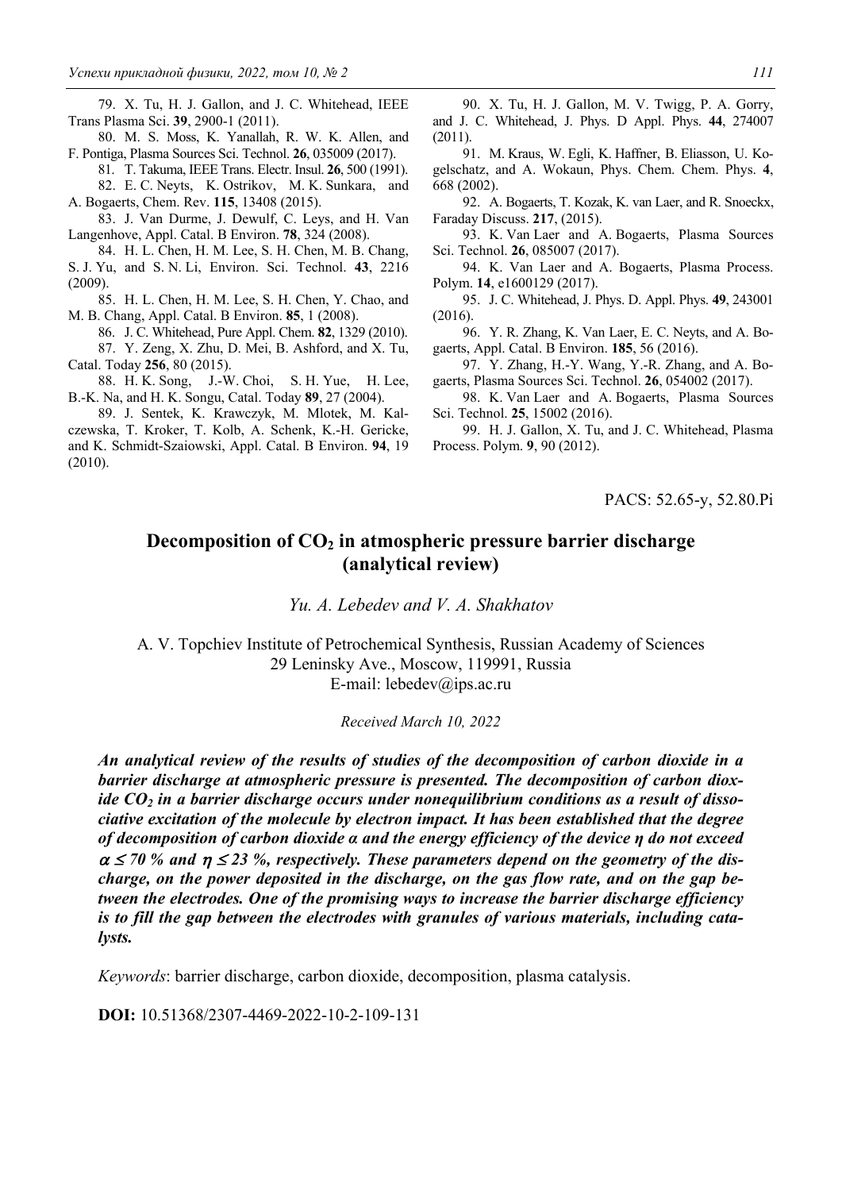79. X. Tu, H. J. Gallon, and J. C. Whitehead, IEEE Trans Plasma Sci. **39**, 2900-1 (2011).

80. M. S. Moss, K. Yanallah, R. W. K. Allen, and F. Pontiga, Plasma Sources Sci. Technol. **26**, 035009 (2017).

81. T. Takuma, IEEE Trans. Electr. Insul. **26**, 500 (1991).

82. E. C. Neyts, K. Ostrikov, M. K. Sunkara, and A. Bogaerts, Chem. Rev. **115**, 13408 (2015).

83. J. Van Durme, J. Dewulf, C. Leys, and H. Van Langenhove, Appl. Catal. B Environ. **78**, 324 (2008).

84. H. L. Chen, H. M. Lee, S. H. Chen, M. B. Chang, S. J. Yu, and S. N. Li, Environ. Sci. Technol. **43**, 2216 (2009).

85. H. L. Chen, H. M. Lee, S. H. Chen, Y. Chao, and M. B. Chang, Appl. Catal. B Environ. **85**, 1 (2008).

86. J. C. Whitehead, Pure Appl. Chem. **82**, 1329 (2010).

87. Y. Zeng, X. Zhu, D. Mei, B. Ashford, and X. Tu, Catal. Today **256**, 80 (2015).

88. H. K. Song, J.-W. Choi, S. H. Yue, H. Lee, B.-K. Na, and H. K. Songu, Catal. Today **89**, 27 (2004).

89. J. Sentek, K. Krawczyk, M. Mlotek, M. Kalczewska, T. Kroker, T. Kolb, A. Schenk, K.-H. Gericke, and K. Schmidt-Szaiowski, Appl. Catal. B Environ. **94**, 19 (2010).

90. X. Tu, H. J. Gallon, M. V. Twigg, P. A. Gorry, and J. C. Whitehead, J. Phys. D Appl. Phys. **44**, 274007 (2011).

91. M. Kraus, W. Egli, K. Haffner, B. Eliasson, U. Kogelschatz, and A. Wokaun, Phys. Chem. Chem. Phys. **4**, 668 (2002).

92. A. Bogaerts, T. Kozak, K. van Laer, and R. Snoeckx, Faraday Discuss. **217**, (2015).

93. K. Van Laer and A. Bogaerts, Plasma Sources Sci. Technol. **26**, 085007 (2017).

94. K. Van Laer and A. Bogaerts, Plasma Process. Polym. **14**, e1600129 (2017).

95. J. C. Whitehead, J. Phys. D. Appl. Phys. **49**, 243001 (2016).

96. Y. R. Zhang, K. Van Laer, E. C. Neyts, and A. Bogaerts, Appl. Catal. B Environ. **185**, 56 (2016).

97. Y. Zhang, H.-Y. Wang, Y.-R. Zhang, and A. Bogaerts, Plasma Sources Sci. Technol. **26**, 054002 (2017).

98. K. Van Laer and A. Bogaerts, Plasma Sources Sci. Technol. **25**, 15002 (2016).

99. H. J. Gallon, X. Tu, and J. C. Whitehead, Plasma Process. Polym. **9**, 90 (2012).

PACS: 52.65-y, 52.80.Pi

# Decomposition of $CO_2$ in atmospheric pressure barrier discharge (analytical review)

*Yu. A. Lebedev and V. A. Shakhatov*

A. V. Topchiev Institute of Petrochemical Synthesis, Russian Academy of Sciences
29 Leninsky Ave., Moscow, 119991, Russia
E-mail: lebedev@ips.ac.ru

*Received March 10, 2022*

***An analytical review of the results of studies of the decomposition of carbon dioxide in a barrier discharge at atmospheric pressure is presented. The decomposition of carbon dioxide $CO_2$ in a barrier discharge occurs under nonequilibrium conditions as a result of dissociative excitation of the molecule by electron impact. It has been established that the degree of decomposition of carbon dioxide α and the energy efficiency of the device η do not exceed $\alpha \le 70$ % and $\eta \le 23$ %, respectively. These parameters depend on the geometry of the discharge, on the power deposited in the discharge, on the gas flow rate, and on the gap between the electrodes. One of the promising ways to increase the barrier discharge efficiency is to fill the gap between the electrodes with granules of various materials, including catalysts.***

*Keywords*: barrier discharge, carbon dioxide, decomposition, plasma catalysis.

**DOI:** 10.51368/2307-4469-2022-10-2-109-131